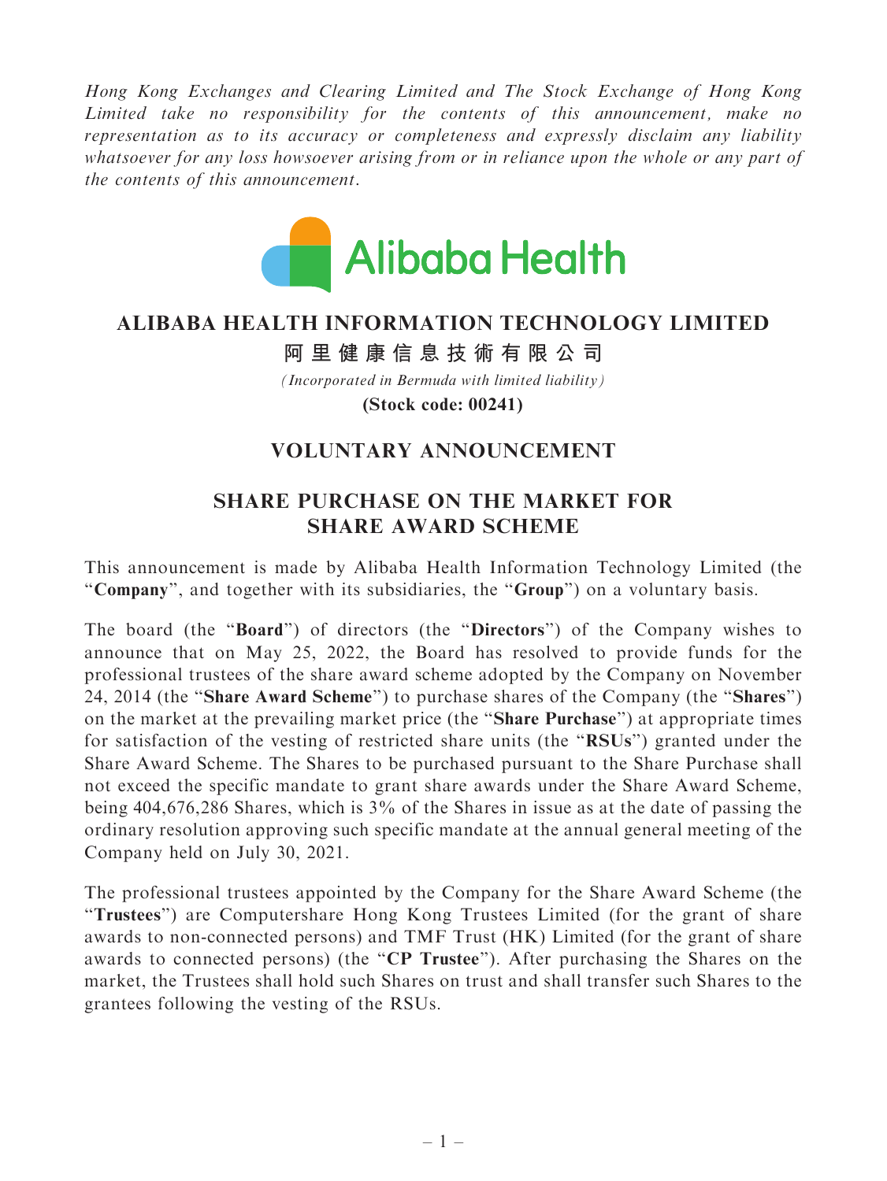*Hong Kong Exchanges and Clearing Limited and The Stock Exchange of Hong Kong Limited take no responsibility for the contents of this announcement, make no representation as to its accuracy or completeness and expressly disclaim any liability whatsoever for any loss howsoever arising from or in reliance upon the whole or any part of the contents of this announcement.*

Alibaba Health

# ALIBABA HEALTH INFORMATION TECHNOLOGY LIMITED

# 阿里健康信息技術有限公司

*(Incorporated in Bermuda with limited liability)*

**(Stock code: 00241)**

## VOLUNTARY ANNOUNCEMENT

## SHARE PURCHASE ON THE MARKET FOR SHARE AWARD SCHEME

This announcement is made by Alibaba Health Information Technology Limited (the "**Company**", and together with its subsidiaries, the "**Group**") on a voluntary basis.

The board (the "**Board**") of directors (the "**Directors**") of the Company wishes to announce that on May 25, 2022, the Board has resolved to provide funds for the professional trustees of the share award scheme adopted by the Company on November 24, 2014 (the "**Share Award Scheme**") to purchase shares of the Company (the "**Shares**") on the market at the prevailing market price (the "**Share Purchase**") at appropriate times for satisfaction of the vesting of restricted share units (the "**RSUs**") granted under the Share Award Scheme. The Shares to be purchased pursuant to the Share Purchase shall not exceed the specific mandate to grant share awards under the Share Award Scheme, being 404,676,286 Shares, which is 3% of the Shares in issue as at the date of passing the ordinary resolution approving such specific mandate at the annual general meeting of the Company held on July 30, 2021.

The professional trustees appointed by the Company for the Share Award Scheme (the "**Trustees**") are Computershare Hong Kong Trustees Limited (for the grant of share awards to non-connected persons) and TMF Trust (HK) Limited (for the grant of share awards to connected persons) (the "**CP Trustee**"). After purchasing the Shares on the market, the Trustees shall hold such Shares on trust and shall transfer such Shares to the grantees following the vesting of the RSUs.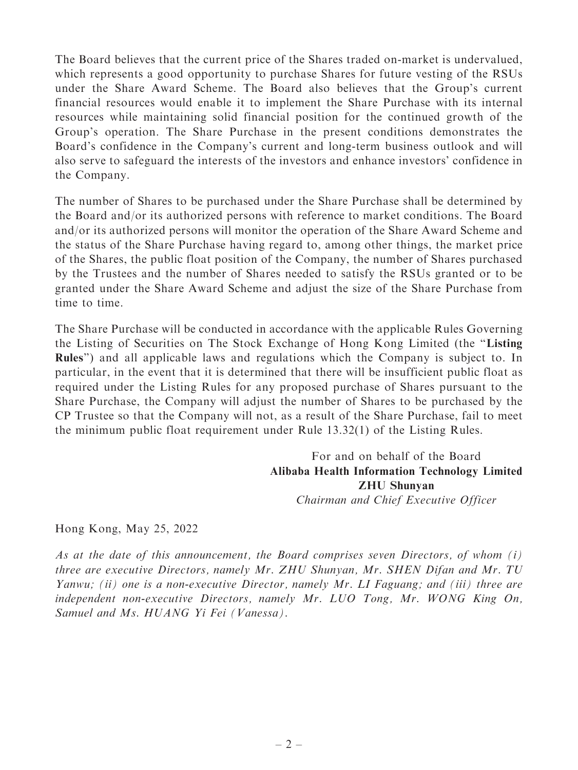The Board believes that the current price of the Shares traded on-market is undervalued, which represents a good opportunity to purchase Shares for future vesting of the RSUs under the Share Award Scheme. The Board also believes that the Group's current financial resources would enable it to implement the Share Purchase with its internal resources while maintaining solid financial position for the continued growth of the Group's operation. The Share Purchase in the present conditions demonstrates the Board's confidence in the Company's current and long-term business outlook and will also serve to safeguard the interests of the investors and enhance investors' confidence in the Company.

The number of Shares to be purchased under the Share Purchase shall be determined by the Board and/or its authorized persons with reference to market conditions. The Board and/or its authorized persons will monitor the operation of the Share Award Scheme and the status of the Share Purchase having regard to, among other things, the market price of the Shares, the public float position of the Company, the number of Shares purchased by the Trustees and the number of Shares needed to satisfy the RSUs granted or to be granted under the Share Award Scheme and adjust the size of the Share Purchase from time to time.

The Share Purchase will be conducted in accordance with the applicable Rules Governing the Listing of Securities on The Stock Exchange of Hong Kong Limited (the "**Listing Rules**") and all applicable laws and regulations which the Company is subject to. In particular, in the event that it is determined that there will be insufficient public float as required under the Listing Rules for any proposed purchase of Shares pursuant to the Share Purchase, the Company will adjust the number of Shares to be purchased by the CP Trustee so that the Company will not, as a result of the Share Purchase, fail to meet the minimum public float requirement under Rule 13.32(1) of the Listing Rules.

For and on behalf of the Board
**Alibaba Health Information Technology Limited**
**ZHU Shunyan**
*Chairman and Chief Executive Officer*

Hong Kong, May 25, 2022

*As at the date of this announcement, the Board comprises seven Directors, of whom (i) three are executive Directors, namely Mr. ZHU Shunyan, Mr. SHEN Difan and Mr. TU Yanwu; (ii) one is a non-executive Director, namely Mr. LI Faguang; and (iii) three are independent non-executive Directors, namely Mr. LUO Tong, Mr. WONG King On, Samuel and Ms. HUANG Yi Fei (Vanessa).*